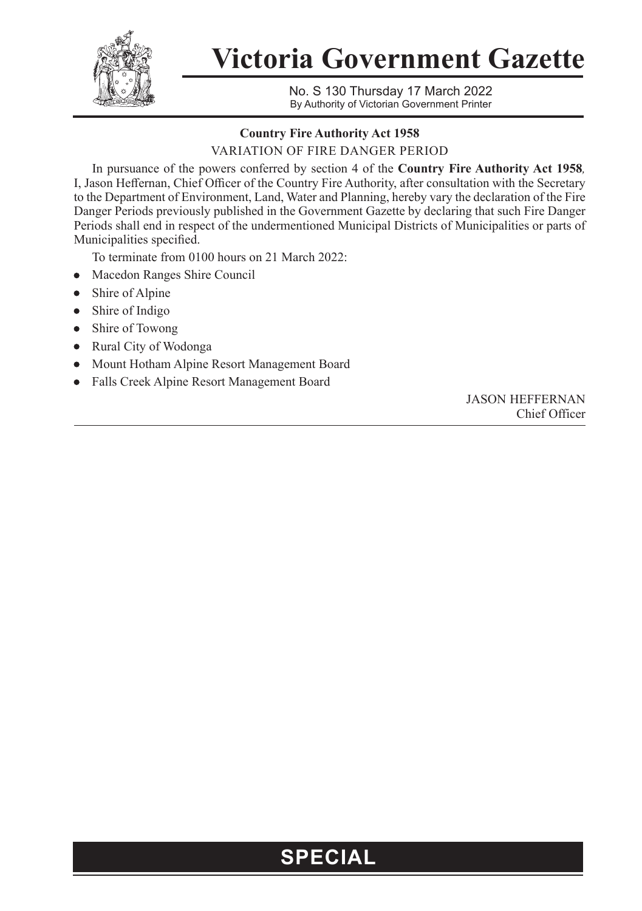# Victoria Government Gazette

No. S 130 Thursday 17 March 2022
By Authority of Victorian Government Printer

**Country Fire Authority Act 1958**

VARIATION OF FIRE DANGER PERIOD

In pursuance of the powers conferred by section 4 of the **Country Fire Authority Act 1958***,* I, Jason Heffernan, Chief Officer of the Country Fire Authority, after consultation with the Secretary to the Department of Environment, Land, Water and Planning, hereby vary the declaration of the Fire Danger Periods previously published in the Government Gazette by declaring that such Fire Danger Periods shall end in respect of the undermentioned Municipal Districts of Municipalities or parts of Municipalities specified.

To terminate from 0100 hours on 21 March 2022:

- Macedon Ranges Shire Council
- Shire of Alpine
- Shire of Indigo
- Shire of Towong
- Rural City of Wodonga
- Mount Hotham Alpine Resort Management Board
- Falls Creek Alpine Resort Management Board

JASON HEFFERNAN
Chief Officer

**SPECIAL**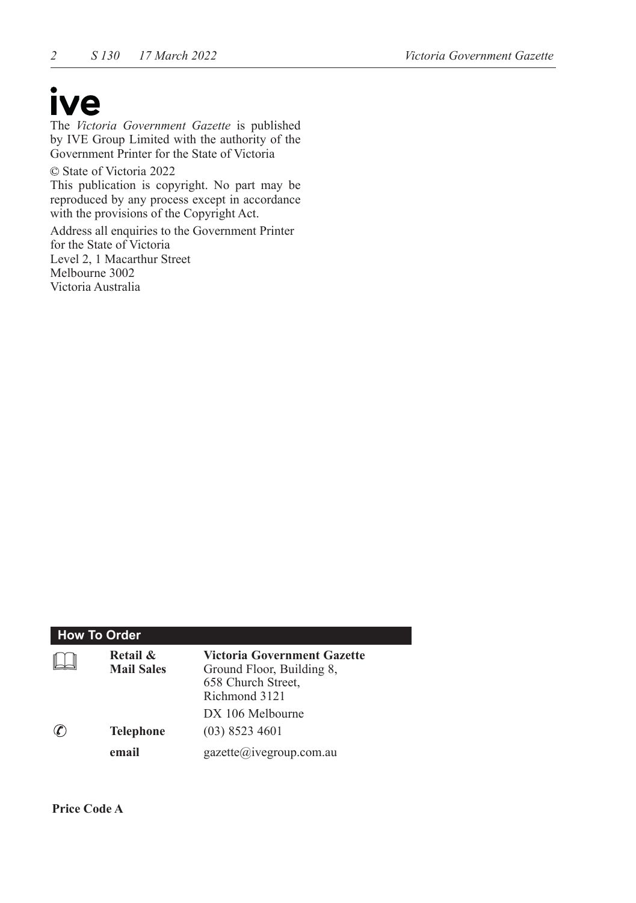ive

The *Victoria Government Gazette* is published by IVE Group Limited with the authority of the Government Printer for the State of Victoria

© State of Victoria 2022

This publication is copyright. No part may be reproduced by any process except in accordance with the provisions of the Copyright Act.

Address all enquiries to the Government Printer for the State of Victoria
Level 2, 1 Macarthur Street
Melbourne 3002
Victoria Australia

**How To Order**

| | | |
|---|---|---|
| | **Retail & Mail Sales** | **Victoria Government Gazette** Ground Floor, Building 8, 658 Church Street, Richmond 3121 |
| | | DX 106 Melbourne |
| | **Telephone** | (03) 8523 4601 |
| | **email** | gazette@ivegroup.com.au |

**Price Code A**